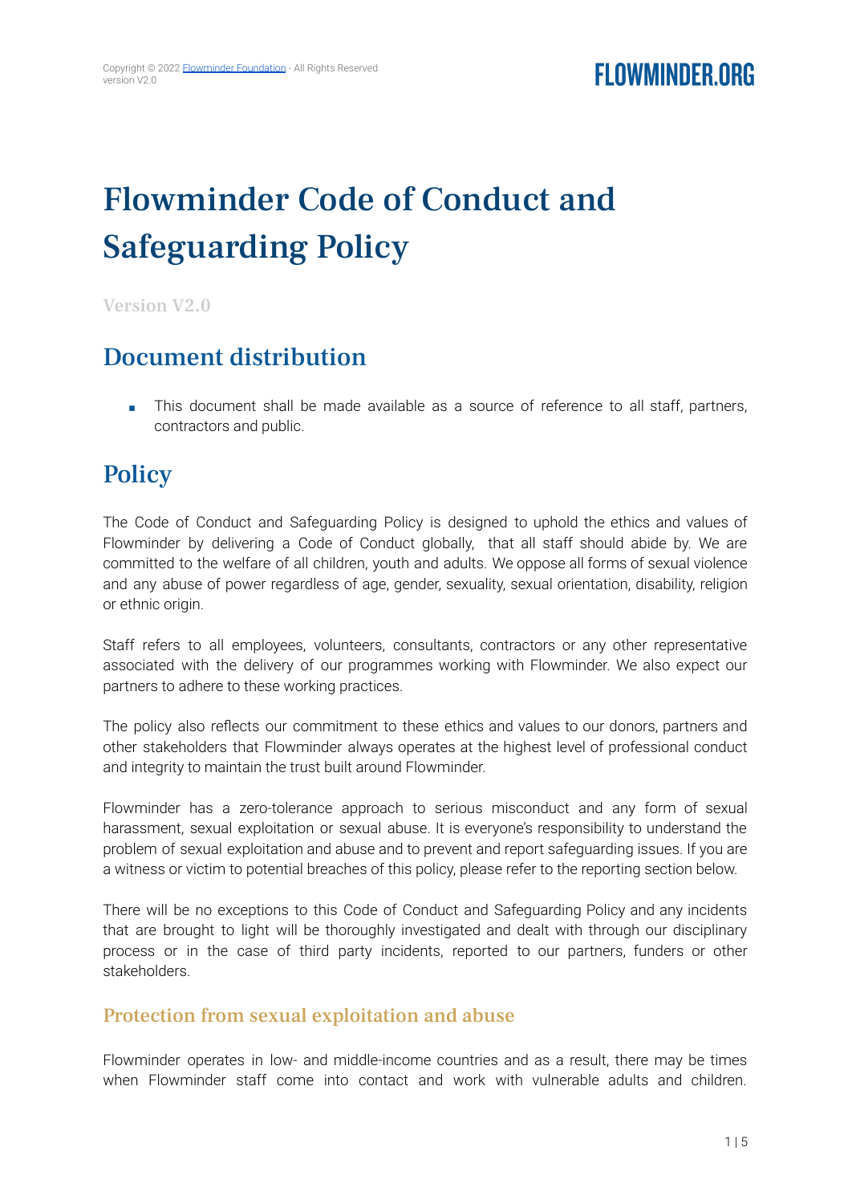# Flowminder Code of Conduct and Safeguarding Policy

Version V2.0

## Document distribution

- This document shall be made available as a source of reference to all staff, partners, contractors and public.

## Policy

The Code of Conduct and Safeguarding Policy is designed to uphold the ethics and values of Flowminder by delivering a Code of Conduct globally, that all staff should abide by. We are committed to the welfare of all children, youth and adults. We oppose all forms of sexual violence and any abuse of power regardless of age, gender, sexuality, sexual orientation, disability, religion or ethnic origin.

Staff refers to all employees, volunteers, consultants, contractors or any other representative associated with the delivery of our programmes working with Flowminder. We also expect our partners to adhere to these working practices.

The policy also reflects our commitment to these ethics and values to our donors, partners and other stakeholders that Flowminder always operates at the highest level of professional conduct and integrity to maintain the trust built around Flowminder.

Flowminder has a zero-tolerance approach to serious misconduct and any form of sexual harassment, sexual exploitation or sexual abuse. It is everyone's responsibility to understand the problem of sexual exploitation and abuse and to prevent and report safeguarding issues. If you are a witness or victim to potential breaches of this policy, please refer to the reporting section below.

There will be no exceptions to this Code of Conduct and Safeguarding Policy and any incidents that are brought to light will be thoroughly investigated and dealt with through our disciplinary process or in the case of third party incidents, reported to our partners, funders or other stakeholders.

### Protection from sexual exploitation and abuse

Flowminder operates in low- and middle-income countries and as a result, there may be times when Flowminder staff come into contact and work with vulnerable adults and children.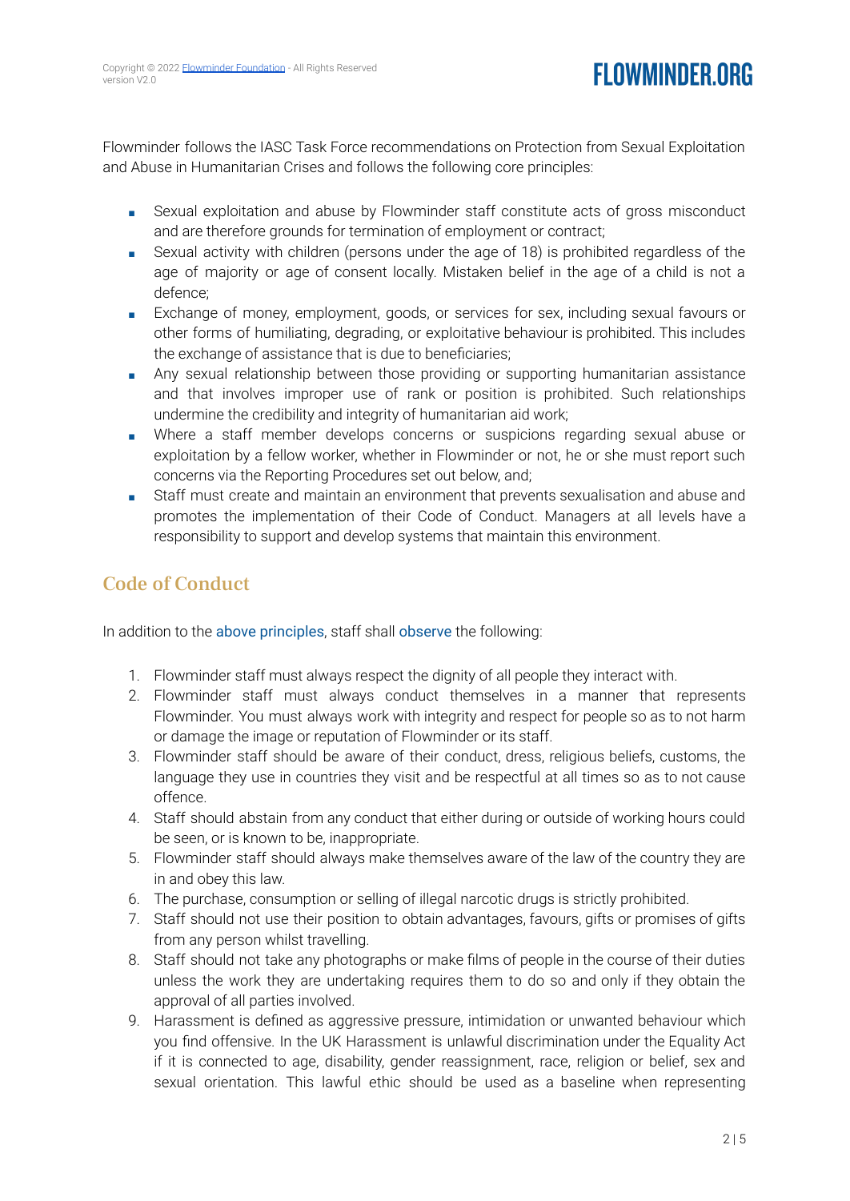Flowminder follows the IASC Task Force recommendations on Protection from Sexual Exploitation and Abuse in Humanitarian Crises and follows the following core principles:

- Sexual exploitation and abuse by Flowminder staff constitute acts of gross misconduct and are therefore grounds for termination of employment or contract;
- Sexual activity with children (persons under the age of 18) is prohibited regardless of the age of majority or age of consent locally. Mistaken belief in the age of a child is not a defence;
- Exchange of money, employment, goods, or services for sex, including sexual favours or other forms of humiliating, degrading, or exploitative behaviour is prohibited. This includes the exchange of assistance that is due to beneficiaries;
- Any sexual relationship between those providing or supporting humanitarian assistance and that involves improper use of rank or position is prohibited. Such relationships undermine the credibility and integrity of humanitarian aid work;
- Where a staff member develops concerns or suspicions regarding sexual abuse or exploitation by a fellow worker, whether in Flowminder or not, he or she must report such concerns via the Reporting Procedures set out below, and;
- Staff must create and maintain an environment that prevents sexualisation and abuse and promotes the implementation of their Code of Conduct. Managers at all levels have a responsibility to support and develop systems that maintain this environment.

## Code of Conduct

In addition to the above principles, staff shall observe the following:

1. Flowminder staff must always respect the dignity of all people they interact with.
2. Flowminder staff must always conduct themselves in a manner that represents Flowminder. You must always work with integrity and respect for people so as to not harm or damage the image or reputation of Flowminder or its staff.
3. Flowminder staff should be aware of their conduct, dress, religious beliefs, customs, the language they use in countries they visit and be respectful at all times so as to not cause offence.
4. Staff should abstain from any conduct that either during or outside of working hours could be seen, or is known to be, inappropriate.
5. Flowminder staff should always make themselves aware of the law of the country they are in and obey this law.
6. The purchase, consumption or selling of illegal narcotic drugs is strictly prohibited.
7. Staff should not use their position to obtain advantages, favours, gifts or promises of gifts from any person whilst travelling.
8. Staff should not take any photographs or make films of people in the course of their duties unless the work they are undertaking requires them to do so and only if they obtain the approval of all parties involved.
9. Harassment is defined as aggressive pressure, intimidation or unwanted behaviour which you find offensive. In the UK Harassment is unlawful discrimination under the Equality Act if it is connected to age, disability, gender reassignment, race, religion or belief, sex and sexual orientation. This lawful ethic should be used as a baseline when representing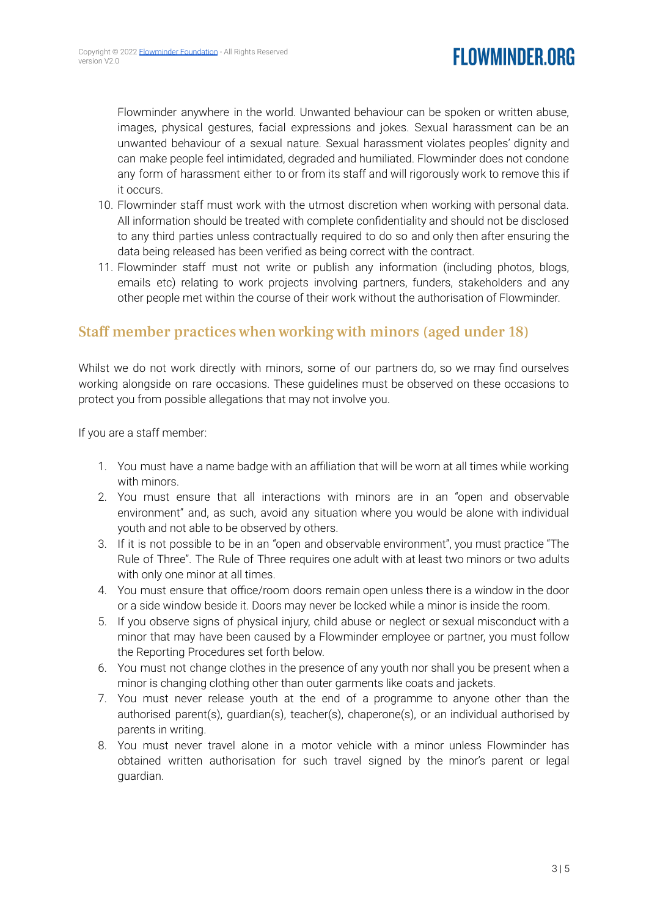Flowminder anywhere in the world. Unwanted behaviour can be spoken or written abuse, images, physical gestures, facial expressions and jokes. Sexual harassment can be an unwanted behaviour of a sexual nature. Sexual harassment violates peoples' dignity and can make people feel intimidated, degraded and humiliated. Flowminder does not condone any form of harassment either to or from its staff and will rigorously work to remove this if it occurs.

10. Flowminder staff must work with the utmost discretion when working with personal data. All information should be treated with complete confidentiality and should not be disclosed to any third parties unless contractually required to do so and only then after ensuring the data being released has been verified as being correct with the contract.
11. Flowminder staff must not write or publish any information (including photos, blogs, emails etc) relating to work projects involving partners, funders, stakeholders and any other people met within the course of their work without the authorisation of Flowminder.

## Staff member practices when working with minors (aged under 18)

Whilst we do not work directly with minors, some of our partners do, so we may find ourselves working alongside on rare occasions. These guidelines must be observed on these occasions to protect you from possible allegations that may not involve you.

If you are a staff member:

1. You must have a name badge with an affiliation that will be worn at all times while working with minors.
2. You must ensure that all interactions with minors are in an "open and observable environment" and, as such, avoid any situation where you would be alone with individual youth and not able to be observed by others.
3. If it is not possible to be in an "open and observable environment", you must practice "The Rule of Three". The Rule of Three requires one adult with at least two minors or two adults with only one minor at all times.
4. You must ensure that office/room doors remain open unless there is a window in the door or a side window beside it. Doors may never be locked while a minor is inside the room.
5. If you observe signs of physical injury, child abuse or neglect or sexual misconduct with a minor that may have been caused by a Flowminder employee or partner, you must follow the Reporting Procedures set forth below.
6. You must not change clothes in the presence of any youth nor shall you be present when a minor is changing clothing other than outer garments like coats and jackets.
7. You must never release youth at the end of a programme to anyone other than the authorised parent(s), guardian(s), teacher(s), chaperone(s), or an individual authorised by parents in writing.
8. You must never travel alone in a motor vehicle with a minor unless Flowminder has obtained written authorisation for such travel signed by the minor's parent or legal guardian.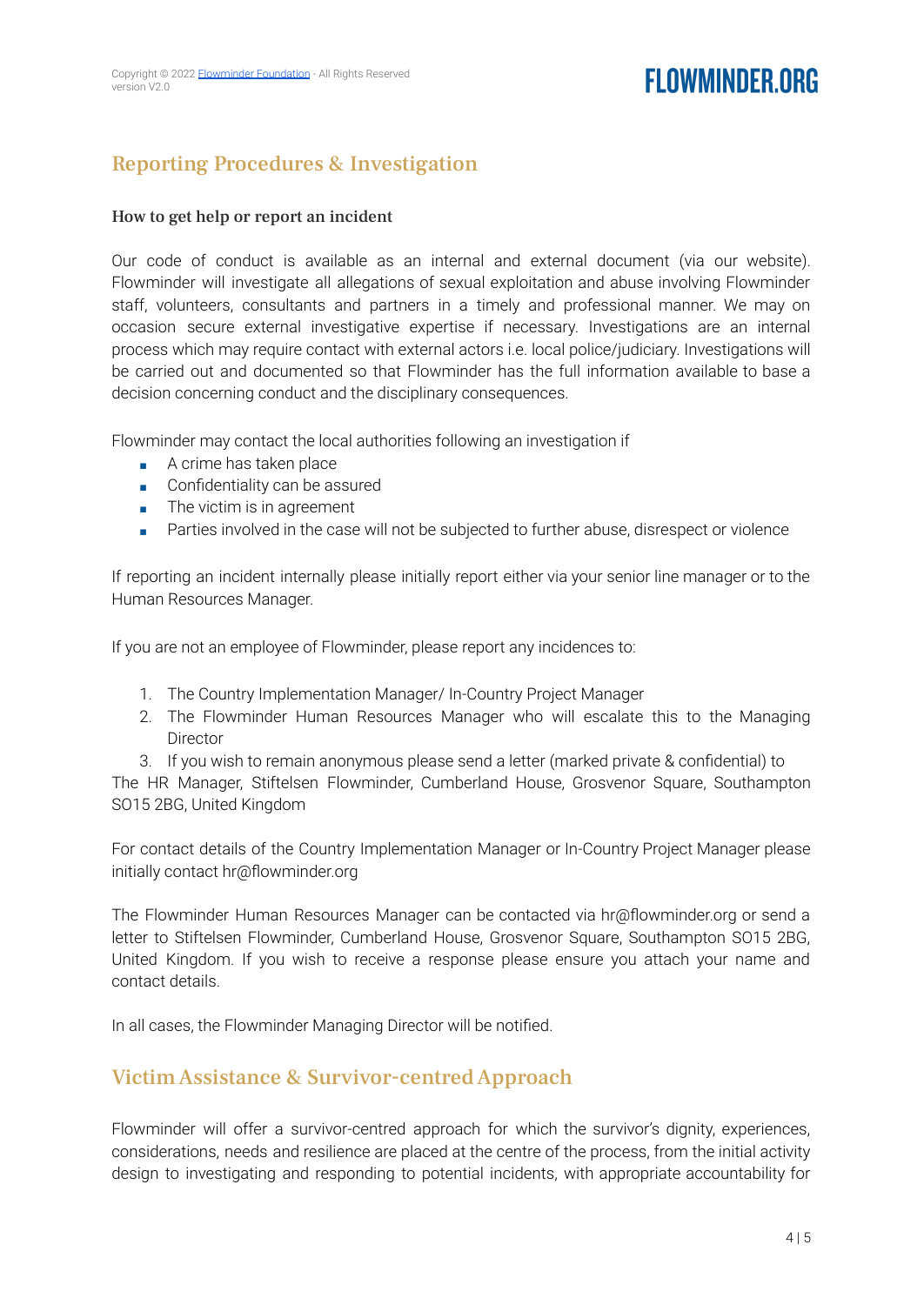## Reporting Procedures & Investigation

### How to get help or report an incident

Our code of conduct is available as an internal and external document (via our website). Flowminder will investigate all allegations of sexual exploitation and abuse involving Flowminder staff, volunteers, consultants and partners in a timely and professional manner. We may on occasion secure external investigative expertise if necessary. Investigations are an internal process which may require contact with external actors i.e. local police/judiciary. Investigations will be carried out and documented so that Flowminder has the full information available to base a decision concerning conduct and the disciplinary consequences.

Flowminder may contact the local authorities following an investigation if

- A crime has taken place
- Confidentiality can be assured
- The victim is in agreement
- Parties involved in the case will not be subjected to further abuse, disrespect or violence

If reporting an incident internally please initially report either via your senior line manager or to the Human Resources Manager.

If you are not an employee of Flowminder, please report any incidences to:

1. The Country Implementation Manager/ In-Country Project Manager
2. The Flowminder Human Resources Manager who will escalate this to the Managing Director
3. If you wish to remain anonymous please send a letter (marked private & confidential) to The HR Manager, Stiftelsen Flowminder, Cumberland House, Grosvenor Square, Southampton SO15 2BG, United Kingdom

For contact details of the Country Implementation Manager or In-Country Project Manager please initially contact hr@flowminder.org

The Flowminder Human Resources Manager can be contacted via hr@flowminder.org or send a letter to Stiftelsen Flowminder, Cumberland House, Grosvenor Square, Southampton SO15 2BG, United Kingdom. If you wish to receive a response please ensure you attach your name and contact details.

In all cases, the Flowminder Managing Director will be notified.

## Victim Assistance & Survivor-centred Approach

Flowminder will offer a survivor-centred approach for which the survivor's dignity, experiences, considerations, needs and resilience are placed at the centre of the process, from the initial activity design to investigating and responding to potential incidents, with appropriate accountability for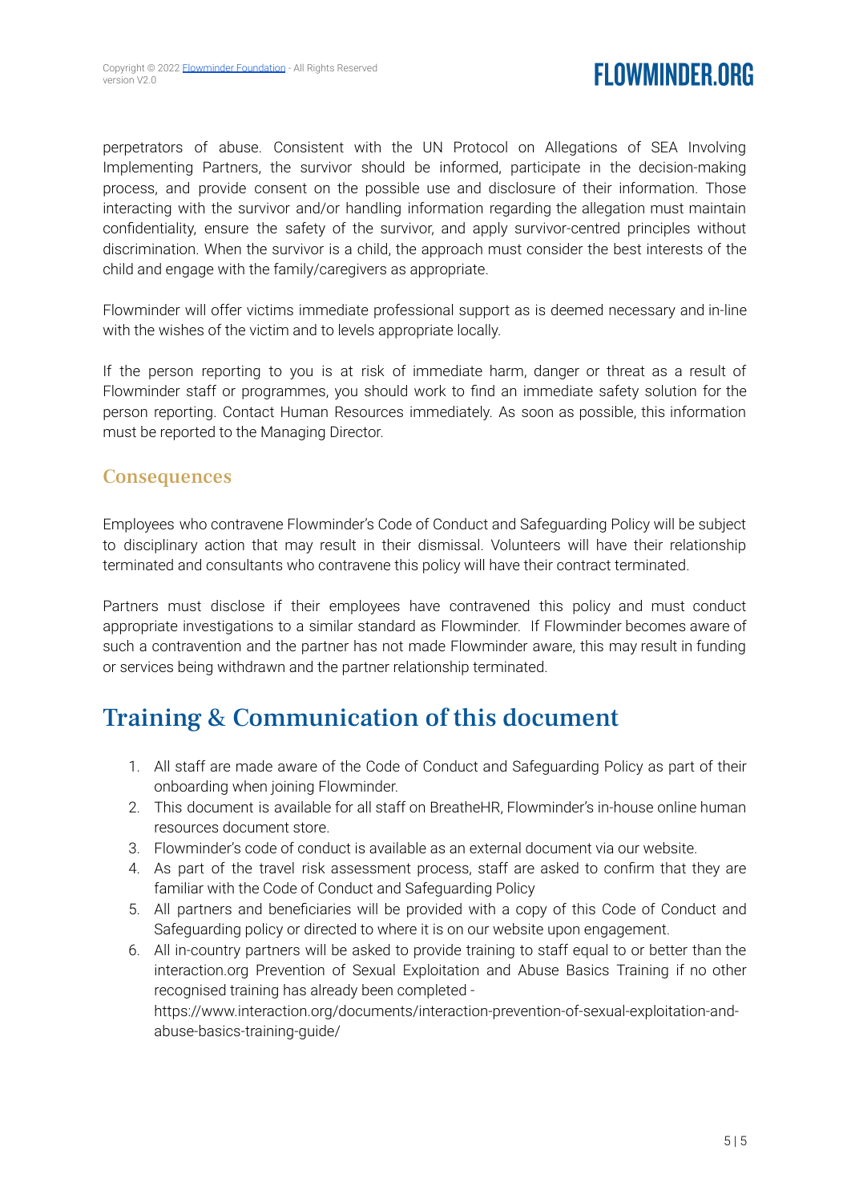perpetrators of abuse. Consistent with the UN Protocol on Allegations of SEA Involving Implementing Partners, the survivor should be informed, participate in the decision-making process, and provide consent on the possible use and disclosure of their information. Those interacting with the survivor and/or handling information regarding the allegation must maintain confidentiality, ensure the safety of the survivor, and apply survivor-centred principles without discrimination. When the survivor is a child, the approach must consider the best interests of the child and engage with the family/caregivers as appropriate.

Flowminder will offer victims immediate professional support as is deemed necessary and in-line with the wishes of the victim and to levels appropriate locally.

If the person reporting to you is at risk of immediate harm, danger or threat as a result of Flowminder staff or programmes, you should work to find an immediate safety solution for the person reporting. Contact Human Resources immediately. As soon as possible, this information must be reported to the Managing Director.

### Consequences

Employees who contravene Flowminder's Code of Conduct and Safeguarding Policy will be subject to disciplinary action that may result in their dismissal. Volunteers will have their relationship terminated and consultants who contravene this policy will have their contract terminated.

Partners must disclose if their employees have contravened this policy and must conduct appropriate investigations to a similar standard as Flowminder. If Flowminder becomes aware of such a contravention and the partner has not made Flowminder aware, this may result in funding or services being withdrawn and the partner relationship terminated.

## Training & Communication of this document

1. All staff are made aware of the Code of Conduct and Safeguarding Policy as part of their onboarding when joining Flowminder.
2. This document is available for all staff on BreatheHR, Flowminder's in-house online human resources document store.
3. Flowminder's code of conduct is available as an external document via our website.
4. As part of the travel risk assessment process, staff are asked to confirm that they are familiar with the Code of Conduct and Safeguarding Policy
5. All partners and beneficiaries will be provided with a copy of this Code of Conduct and Safeguarding policy or directed to where it is on our website upon engagement.
6. All in-country partners will be asked to provide training to staff equal to or better than the interaction.org Prevention of Sexual Exploitation and Abuse Basics Training if no other recognised training has already been completed - https://www.interaction.org/documents/interaction-prevention-of-sexual-exploitation-and-abuse-basics-training-guide/